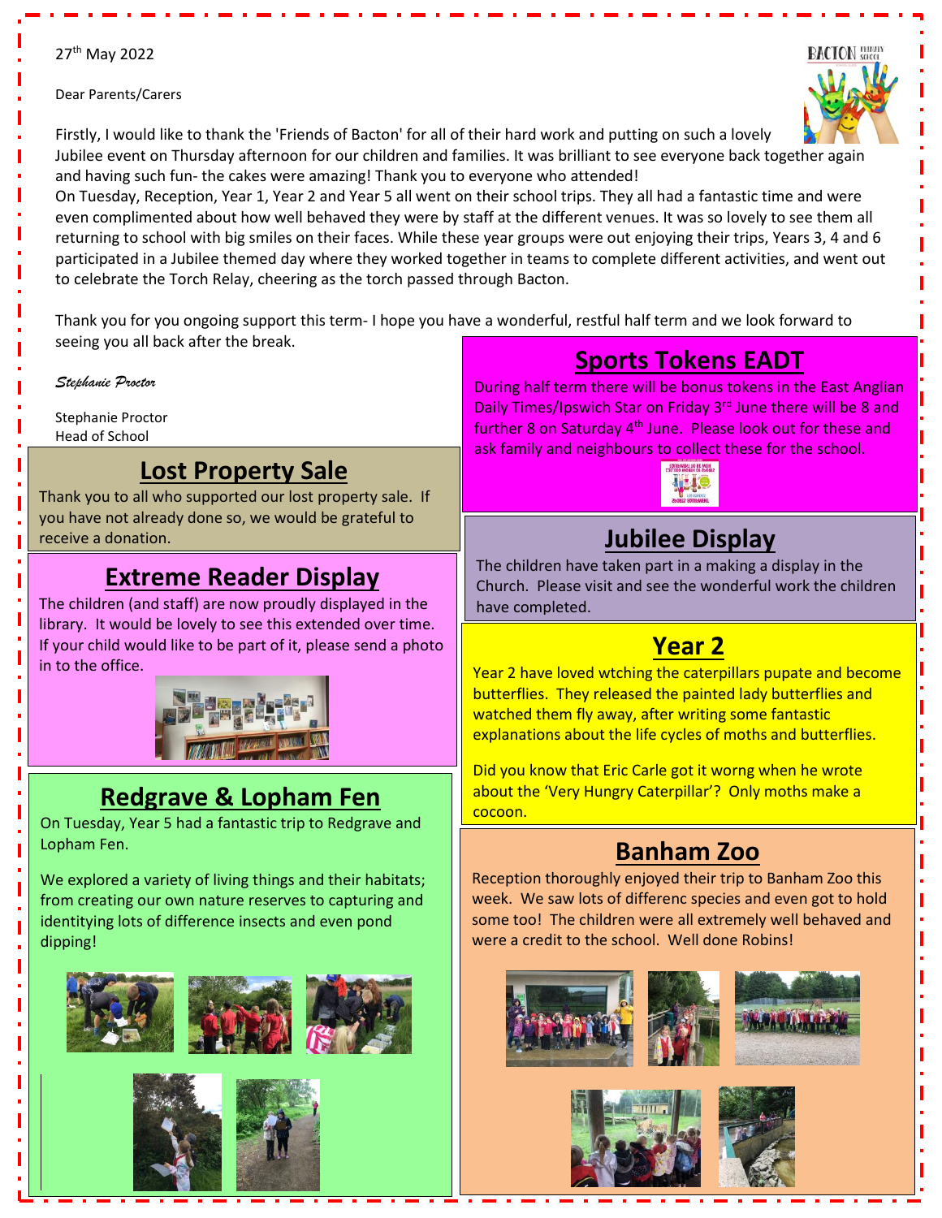27th May 2022

Dear Parents/Carers

Firstly, I would like to thank the 'Friends of Bacton' for all of their hard work and putting on such a lovely Jubilee event on Thursday afternoon for our children and families. It was brilliant to see everyone back together again and having such fun- the cakes were amazing! Thank you to everyone who attended!

On Tuesday, Reception, Year 1, Year 2 and Year 5 all went on their school trips. They all had a fantastic time and were even complimented about how well behaved they were by staff at the different venues. It was so lovely to see them all returning to school with big smiles on their faces. While these year groups were out enjoying their trips, Years 3, 4 and 6 participated in a Jubilee themed day where they worked together in teams to complete different activities, and went out to celebrate the Torch Relay, cheering as the torch passed through Bacton.

Thank you for you ongoing support this term- I hope you have a wonderful, restful half term and we look forward to seeing you all back after the break.

*Stephanie Proctor*

Stephanie Proctor
Head of School

## Lost Property Sale

Thank you to all who supported our lost property sale. If you have not already done so, we would be grateful to receive a donation.

## Extreme Reader Display

The children (and staff) are now proudly displayed in the library. It would be lovely to see this extended over time. If your child would like to be part of it, please send a photo in to the office.

## Redgrave & Lopham Fen

On Tuesday, Year 5 had a fantastic trip to Redgrave and Lopham Fen.

We explored a variety of living things and their habitats; from creating our own nature reserves to capturing and identytying lots of difference insects and even pond dipping!

## Sports Tokens EADT

During half term there will be bonus tokens in the East Anglian Daily Times/Ipswich Star on Friday 3rd June there will be 8 and further 8 on Saturday 4th June. Please look out for these and ask family and neighbours to collect these for the school.

## Jubilee Display

The children have taken part in a making a display in the Church. Please visit and see the wonderful work the children have completed.

## Year 2

Year 2 have loved wtching the caterpillars pupate and become butterflies. They released the painted lady butterflies and watched them fly away, after writing some fantastic explanations about the life cycles of moths and butterflies.

Did you know that Eric Carle got it worng when he wrote about the 'Very Hungry Caterpillar'? Only moths make a cocoon.

## Banham Zoo

Reception thoroughly enjoyed their trip to Banham Zoo this week. We saw lots of differenc species and even got to hold some too! The children were all extremely well behaved and were a credit to the school. Well done Robins!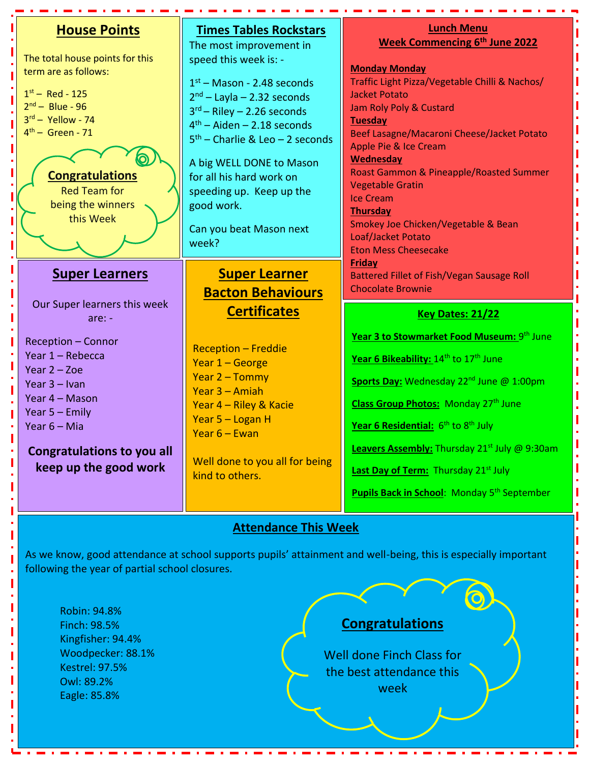## House Points

The total house points for this term are as follows:

1st – Red - 125
2nd – Blue - 96
3rd – Yellow - 74
4th – Green - 71

**Congratulations**
Red Team for being the winners this Week

## Times Tables Rockstars

The most improvement in speed this week is: -

1st – Mason - 2.48 seconds
2nd – Layla – 2.32 seconds
3rd – Riley – 2.26 seconds
4th – Aiden – 2.18 seconds
5th – Charlie & Leo – 2 seconds

A big WELL DONE to Mason for all his hard work on speeding up. Keep up the good work.

Can you beat Mason next week?

## Lunch Menu
## Week Commencing 6th June 2022

**Monday Monday**
Traffic Light Pizza/Vegetable Chilli & Nachos/ Jacket Potato
Jam Roly Poly & Custard

**Tuesday**
Beef Lasagne/Macaroni Cheese/Jacket Potato
Apple Pie & Ice Cream

**Wednesday**
Roast Gammon & Pineapple/Roasted Summer Vegetable Gratin
Ice Cream

**Thursday**
Smokey Joe Chicken/Vegetable & Bean Loaf/Jacket Potato
Eton Mess Cheesecake

**Friday**
Battered Fillet of Fish/Vegan Sausage Roll
Chocolate Brownie

## Super Learners

Our Super learners this week are: -

Reception – Connor
Year 1 – Rebecca
Year 2 – Zoe
Year 3 – Ivan
Year 4 – Mason
Year 5 – Emily
Year 6 – Mia

**Congratulations to you all keep up the good work**

## Super Learner Bacton Behaviours Certificates

Reception – Freddie
Year 1 – George
Year 2 – Tommy
Year 3 – Amiah
Year 4 – Riley & Kacie
Year 5 – Logan H
Year 6 – Ewan

Well done to you all for being kind to others.

## Key Dates: 21/22

**Year 3 to Stowmarket Food Museum:** 9th June

**Year 6 Bikeability:** 14th to 17th June

**Sports Day:** Wednesday 22nd June @ 1:00pm

**Class Group Photos:** Monday 27th June

**Year 6 Residential:** 6th to 8th July

**Leavers Assembly:** Thursday 21st July @ 9:30am

**Last Day of Term:** Thursday 21st July

**Pupils Back in School**: Monday 5th September

## Attendance This Week

As we know, good attendance at school supports pupils' attainment and well-being, this is especially important following the year of partial school closures.

Robin: 94.8%
Finch: 98.5%
Kingfisher: 94.4%
Woodpecker: 88.1%
Kestrel: 97.5%
Owl: 89.2%
Eagle: 85.8%

**Congratulations**

Well done Finch Class for the best attendance this week